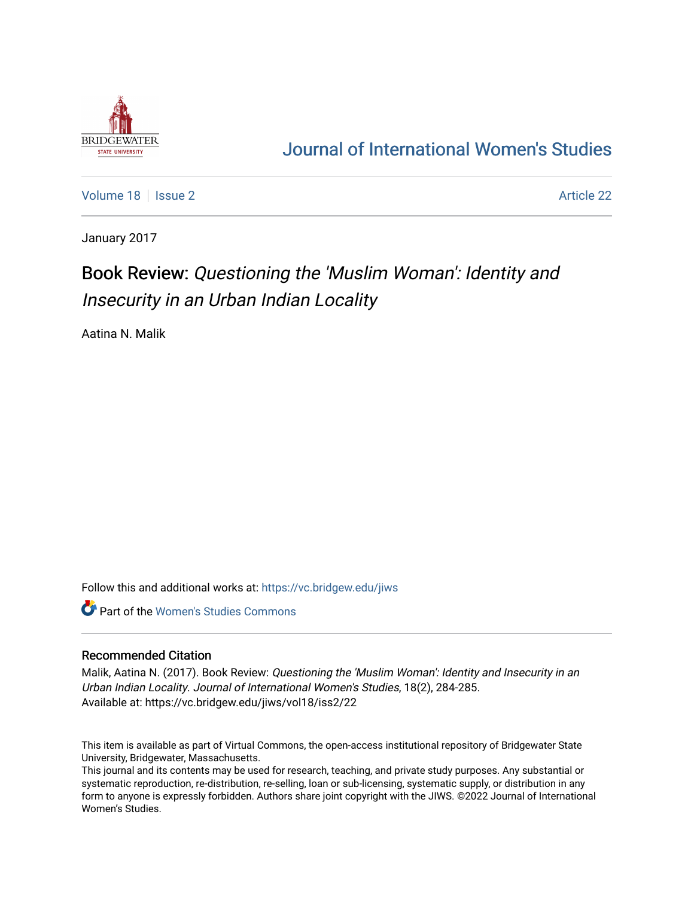# Journal of International Women's Studies

Volume 18 | Issue 2 | Article 22

January 2017

## Book Review: *Questioning the 'Muslim Woman': Identity and Insecurity in an Urban Indian Locality*

Aatina N. Malik

Follow this and additional works at: https://vc.bridgew.edu/jiws

Part of the Women's Studies Commons

### Recommended Citation

Malik, Aatina N. (2017). Book Review: *Questioning the 'Muslim Woman': Identity and Insecurity in an Urban Indian Locality*. *Journal of International Women's Studies*, 18(2), 284-285.
Available at: https://vc.bridgew.edu/jiws/vol18/iss2/22

This item is available as part of Virtual Commons, the open-access institutional repository of Bridgewater State University, Bridgewater, Massachusetts.
This journal and its contents may be used for research, teaching, and private study purposes. Any substantial or systematic reproduction, re-distribution, re-selling, loan or sub-licensing, systematic supply, or distribution in any form to anyone is expressly forbidden. Authors share joint copyright with the JIWS. ©2022 Journal of International Women's Studies.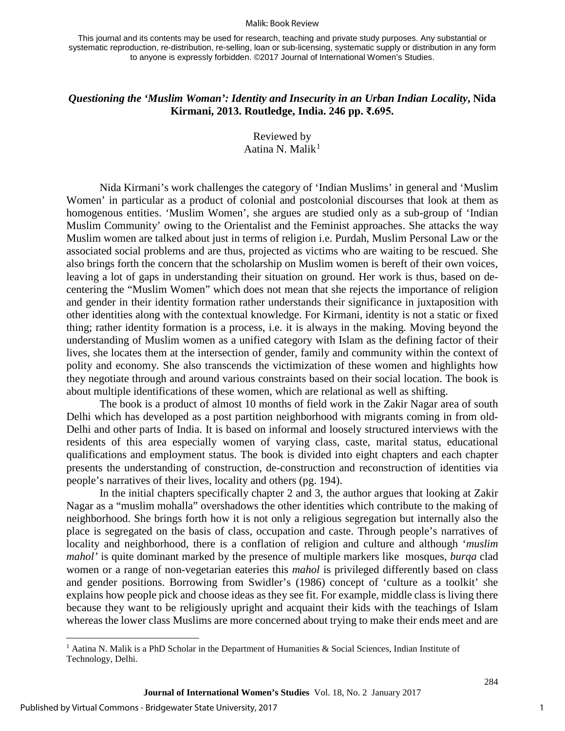This journal and its contents may be used for research, teaching and private study purposes. Any substantial or systematic reproduction, re-distribution, re-selling, loan or sub-licensing, systematic supply or distribution in any form to anyone is expressly forbidden. ©2017 Journal of International Women's Studies.

### *Questioning the 'Muslim Woman': Identity and Insecurity in an Urban Indian Locality*, Nida Kirmani, 2013. Routledge, India. 246 pp. ₹.695.

Reviewed by
Aatina N. Malik[1]

Nida Kirmani's work challenges the category of 'Indian Muslims' in general and 'Muslim Women' in particular as a product of colonial and postcolonial discourses that look at them as homogenous entities. 'Muslim Women', she argues are studied only as a sub-group of 'Indian Muslim Community' owing to the Orientalist and the Feminist approaches. She attacks the way Muslim women are talked about just in terms of religion i.e. Purdah, Muslim Personal Law or the associated social problems and are thus, projected as victims who are waiting to be rescued. She also brings forth the concern that the scholarship on Muslim women is bereft of their own voices, leaving a lot of gaps in understanding their situation on ground. Her work is thus, based on de-centering the "Muslim Women" which does not mean that she rejects the importance of religion and gender in their identity formation rather understands their significance in juxtaposition with other identities along with the contextual knowledge. For Kirmani, identity is not a static or fixed thing; rather identity formation is a process, i.e. it is always in the making. Moving beyond the understanding of Muslim women as a unified category with Islam as the defining factor of their lives, she locates them at the intersection of gender, family and community within the context of polity and economy. She also transcends the victimization of these women and highlights how they negotiate through and around various constraints based on their social location. The book is about multiple identifications of these women, which are relational as well as shifting.

The book is a product of almost 10 months of field work in the Zakir Nagar area of south Delhi which has developed as a post partition neighborhood with migrants coming in from old-Delhi and other parts of India. It is based on informal and loosely structured interviews with the residents of this area especially women of varying class, caste, marital status, educational qualifications and employment status. The book is divided into eight chapters and each chapter presents the understanding of construction, de-construction and reconstruction of identities via people's narratives of their lives, locality and others (pg. 194).

In the initial chapters specifically chapter 2 and 3, the author argues that looking at Zakir Nagar as a "muslim mohalla" overshadows the other identities which contribute to the making of neighborhood. She brings forth how it is not only a religious segregation but internally also the place is segregated on the basis of class, occupation and caste. Through people's narratives of locality and neighborhood, there is a conflation of religion and culture and although '*muslim mahol'* is quite dominant marked by the presence of multiple markers like mosques, *burqa* clad women or a range of non-vegetarian eateries this *mahol* is privileged differently based on class and gender positions. Borrowing from Swidler's (1986) concept of 'culture as a toolkit' she explains how people pick and choose ideas as they see fit. For example, middle class is living there because they want to be religiously upright and acquaint their kids with the teachings of Islam whereas the lower class Muslims are more concerned about trying to make their ends meet and are

---

[1] Aatina N. Malik is a PhD Scholar in the Department of Humanities & Social Sciences, Indian Institute of Technology, Delhi.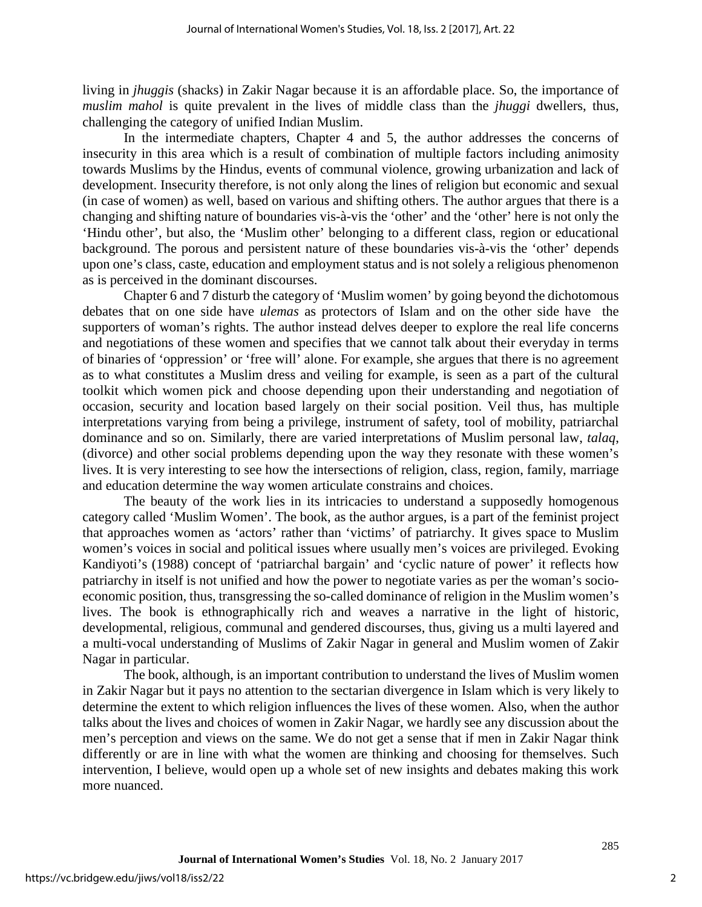living in *jhuggis* (shacks) in Zakir Nagar because it is an affordable place. So, the importance of *muslim mahol* is quite prevalent in the lives of middle class than the *jhuggi* dwellers, thus, challenging the category of unified Indian Muslim.

In the intermediate chapters, Chapter 4 and 5, the author addresses the concerns of insecurity in this area which is a result of combination of multiple factors including animosity towards Muslims by the Hindus, events of communal violence, growing urbanization and lack of development. Insecurity therefore, is not only along the lines of religion but economic and sexual (in case of women) as well, based on various and shifting others. The author argues that there is a changing and shifting nature of boundaries vis-à-vis the 'other' and the 'other' here is not only the 'Hindu other', but also, the 'Muslim other' belonging to a different class, region or educational background. The porous and persistent nature of these boundaries vis-à-vis the 'other' depends upon one's class, caste, education and employment status and is not solely a religious phenomenon as is perceived in the dominant discourses.

Chapter 6 and 7 disturb the category of 'Muslim women' by going beyond the dichotomous debates that on one side have *ulemas* as protectors of Islam and on the other side have the supporters of woman's rights. The author instead delves deeper to explore the real life concerns and negotiations of these women and specifies that we cannot talk about their everyday in terms of binaries of 'oppression' or 'free will' alone. For example, she argues that there is no agreement as to what constitutes a Muslim dress and veiling for example, is seen as a part of the cultural toolkit which women pick and choose depending upon their understanding and negotiation of occasion, security and location based largely on their social position. Veil thus, has multiple interpretations varying from being a privilege, instrument of safety, tool of mobility, patriarchal dominance and so on. Similarly, there are varied interpretations of Muslim personal law, *talaq*, (divorce) and other social problems depending upon the way they resonate with these women's lives. It is very interesting to see how the intersections of religion, class, region, family, marriage and education determine the way women articulate constrains and choices.

The beauty of the work lies in its intricacies to understand a supposedly homogenous category called 'Muslim Women'. The book, as the author argues, is a part of the feminist project that approaches women as 'actors' rather than 'victims' of patriarchy. It gives space to Muslim women's voices in social and political issues where usually men's voices are privileged. Evoking Kandiyoti's (1988) concept of 'patriarchal bargain' and 'cyclic nature of power' it reflects how patriarchy in itself is not unified and how the power to negotiate varies as per the woman's socio-economic position, thus, transgressing the so-called dominance of religion in the Muslim women's lives. The book is ethnographically rich and weaves a narrative in the light of historic, developmental, religious, communal and gendered discourses, thus, giving us a multi layered and a multi-vocal understanding of Muslims of Zakir Nagar in general and Muslim women of Zakir Nagar in particular.

The book, although, is an important contribution to understand the lives of Muslim women in Zakir Nagar but it pays no attention to the sectarian divergence in Islam which is very likely to determine the extent to which religion influences the lives of these women. Also, when the author talks about the lives and choices of women in Zakir Nagar, we hardly see any discussion about the men's perception and views on the same. We do not get a sense that if men in Zakir Nagar think differently or are in line with what the women are thinking and choosing for themselves. Such intervention, I believe, would open up a whole set of new insights and debates making this work more nuanced.